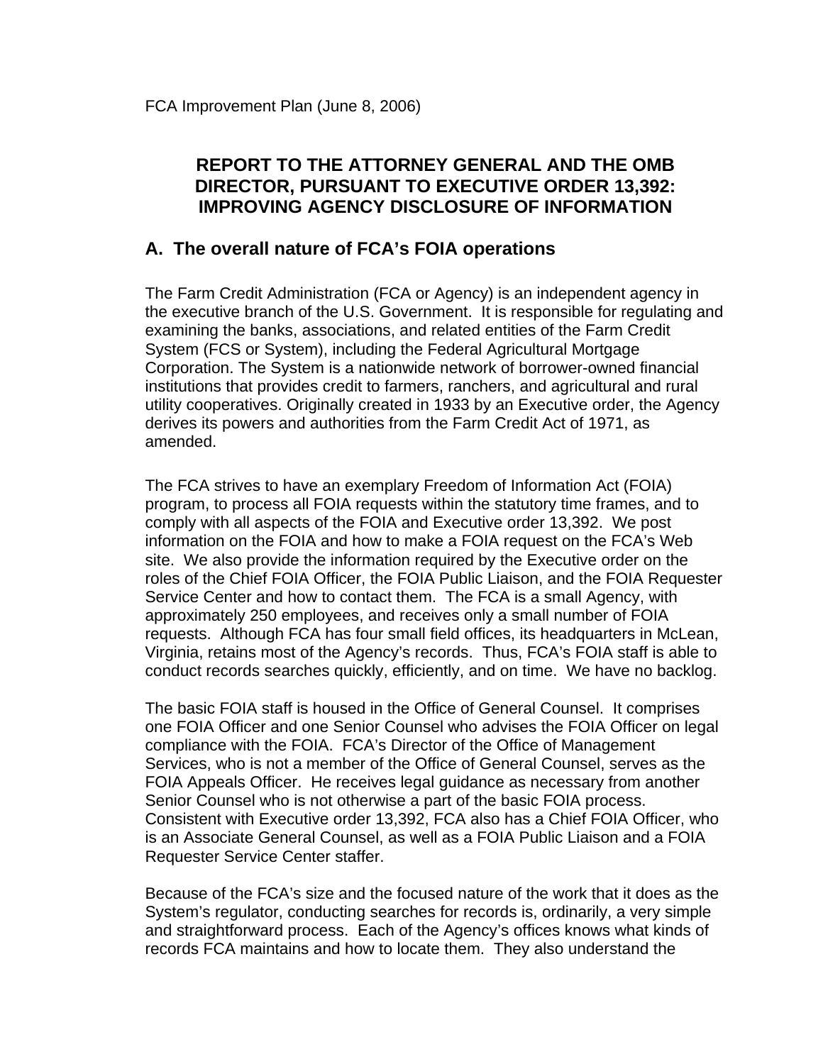FCA Improvement Plan (June 8, 2006)

# REPORT TO THE ATTORNEY GENERAL AND THE OMB DIRECTOR, PURSUANT TO EXECUTIVE ORDER 13,392: IMPROVING AGENCY DISCLOSURE OF INFORMATION

## A. The overall nature of FCA's FOIA operations

The Farm Credit Administration (FCA or Agency) is an independent agency in the executive branch of the U.S. Government. It is responsible for regulating and examining the banks, associations, and related entities of the Farm Credit System (FCS or System), including the Federal Agricultural Mortgage Corporation. The System is a nationwide network of borrower-owned financial institutions that provides credit to farmers, ranchers, and agricultural and rural utility cooperatives. Originally created in 1933 by an Executive order, the Agency derives its powers and authorities from the Farm Credit Act of 1971, as amended.

The FCA strives to have an exemplary Freedom of Information Act (FOIA) program, to process all FOIA requests within the statutory time frames, and to comply with all aspects of the FOIA and Executive order 13,392. We post information on the FOIA and how to make a FOIA request on the FCA's Web site. We also provide the information required by the Executive order on the roles of the Chief FOIA Officer, the FOIA Public Liaison, and the FOIA Requester Service Center and how to contact them. The FCA is a small Agency, with approximately 250 employees, and receives only a small number of FOIA requests. Although FCA has four small field offices, its headquarters in McLean, Virginia, retains most of the Agency's records. Thus, FCA's FOIA staff is able to conduct records searches quickly, efficiently, and on time. We have no backlog.

The basic FOIA staff is housed in the Office of General Counsel. It comprises one FOIA Officer and one Senior Counsel who advises the FOIA Officer on legal compliance with the FOIA. FCA's Director of the Office of Management Services, who is not a member of the Office of General Counsel, serves as the FOIA Appeals Officer. He receives legal guidance as necessary from another Senior Counsel who is not otherwise a part of the basic FOIA process. Consistent with Executive order 13,392, FCA also has a Chief FOIA Officer, who is an Associate General Counsel, as well as a FOIA Public Liaison and a FOIA Requester Service Center staffer.

Because of the FCA's size and the focused nature of the work that it does as the System's regulator, conducting searches for records is, ordinarily, a very simple and straightforward process. Each of the Agency's offices knows what kinds of records FCA maintains and how to locate them. They also understand the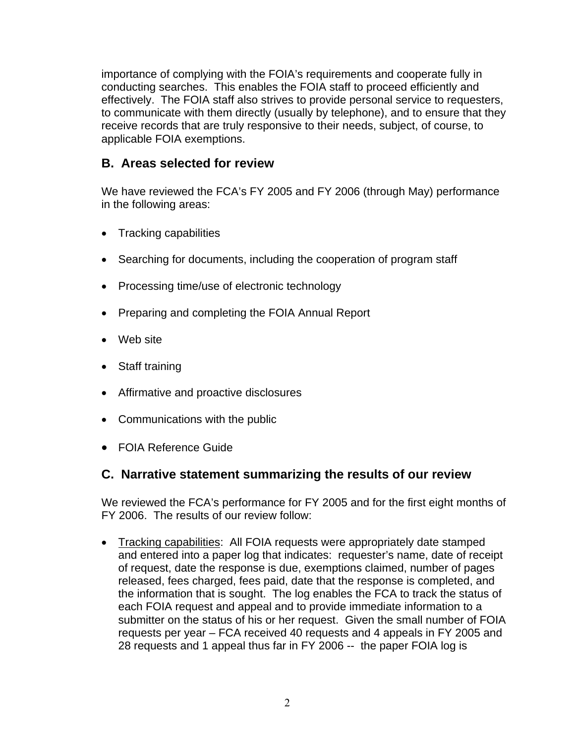importance of complying with the FOIA's requirements and cooperate fully in conducting searches. This enables the FOIA staff to proceed efficiently and effectively. The FOIA staff also strives to provide personal service to requesters, to communicate with them directly (usually by telephone), and to ensure that they receive records that are truly responsive to their needs, subject, of course, to applicable FOIA exemptions.

## B. Areas selected for review

We have reviewed the FCA's FY 2005 and FY 2006 (through May) performance in the following areas:

- Tracking capabilities
- Searching for documents, including the cooperation of program staff
- Processing time/use of electronic technology
- Preparing and completing the FOIA Annual Report
- Web site
- Staff training
- Affirmative and proactive disclosures
- Communications with the public
- FOIA Reference Guide

## C. Narrative statement summarizing the results of our review

We reviewed the FCA's performance for FY 2005 and for the first eight months of FY 2006. The results of our review follow:

- <u>Tracking capabilities</u>: All FOIA requests were appropriately date stamped and entered into a paper log that indicates: requester's name, date of receipt of request, date the response is due, exemptions claimed, number of pages released, fees charged, fees paid, date that the response is completed, and the information that is sought. The log enables the FCA to track the status of each FOIA request and appeal and to provide immediate information to a submitter on the status of his or her request. Given the small number of FOIA requests per year – FCA received 40 requests and 4 appeals in FY 2005 and 28 requests and 1 appeal thus far in FY 2006 -- the paper FOIA log is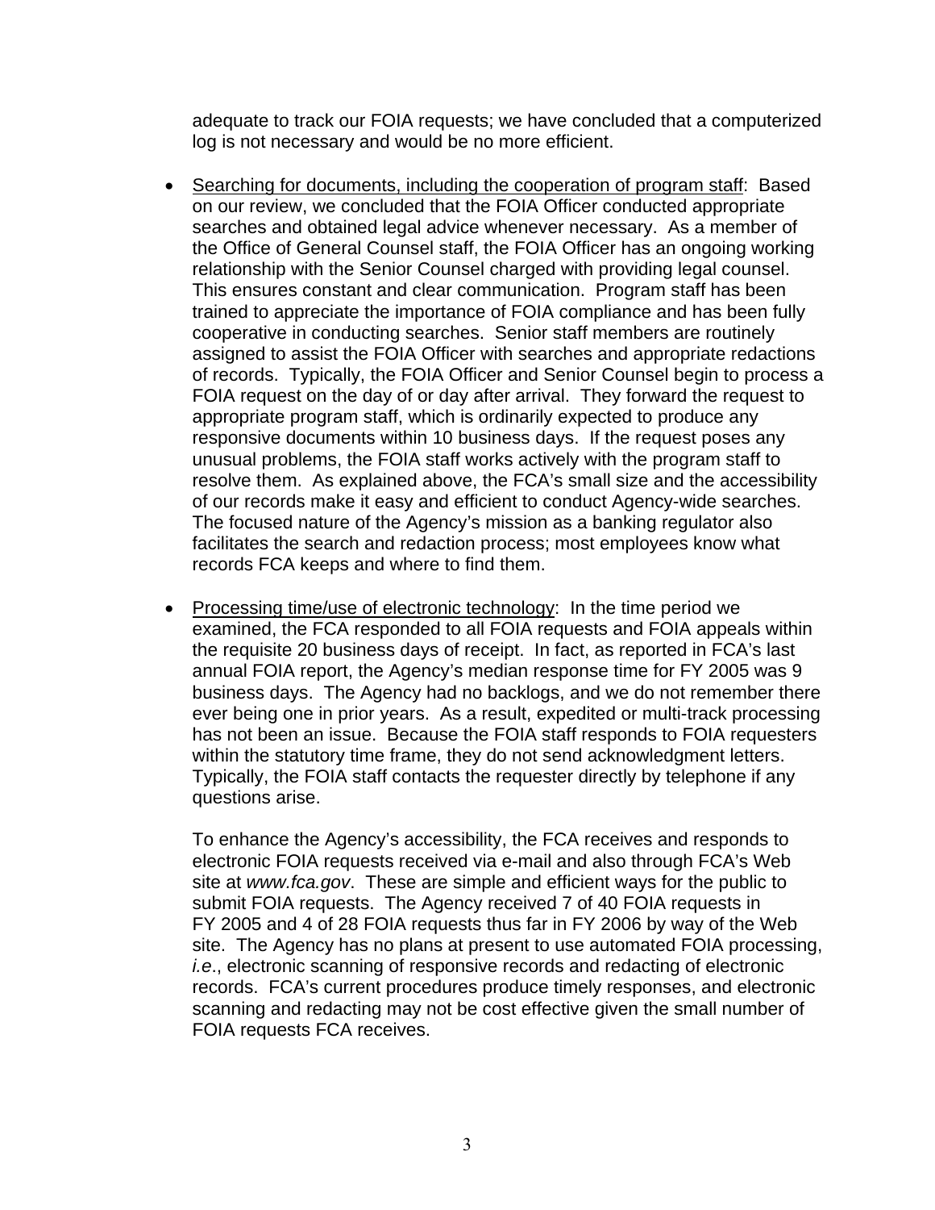adequate to track our FOIA requests; we have concluded that a computerized log is not necessary and would be no more efficient.

- <u>Searching for documents, including the cooperation of program staff</u>: Based on our review, we concluded that the FOIA Officer conducted appropriate searches and obtained legal advice whenever necessary. As a member of the Office of General Counsel staff, the FOIA Officer has an ongoing working relationship with the Senior Counsel charged with providing legal counsel. This ensures constant and clear communication. Program staff has been trained to appreciate the importance of FOIA compliance and has been fully cooperative in conducting searches. Senior staff members are routinely assigned to assist the FOIA Officer with searches and appropriate redactions of records. Typically, the FOIA Officer and Senior Counsel begin to process a FOIA request on the day of or day after arrival. They forward the request to appropriate program staff, which is ordinarily expected to produce any responsive documents within 10 business days. If the request poses any unusual problems, the FOIA staff works actively with the program staff to resolve them. As explained above, the FCA's small size and the accessibility of our records make it easy and efficient to conduct Agency-wide searches. The focused nature of the Agency's mission as a banking regulator also facilitates the search and redaction process; most employees know what records FCA keeps and where to find them.

- <u>Processing time/use of electronic technology</u>: In the time period we examined, the FCA responded to all FOIA requests and FOIA appeals within the requisite 20 business days of receipt. In fact, as reported in FCA's last annual FOIA report, the Agency's median response time for FY 2005 was 9 business days. The Agency had no backlogs, and we do not remember there ever being one in prior years. As a result, expedited or multi-track processing has not been an issue. Because the FOIA staff responds to FOIA requesters within the statutory time frame, they do not send acknowledgment letters. Typically, the FOIA staff contacts the requester directly by telephone if any questions arise.

  To enhance the Agency's accessibility, the FCA receives and responds to electronic FOIA requests received via e-mail and also through FCA's Web site at *www.fca.gov*. These are simple and efficient ways for the public to submit FOIA requests. The Agency received 7 of 40 FOIA requests in FY 2005 and 4 of 28 FOIA requests thus far in FY 2006 by way of the Web site. The Agency has no plans at present to use automated FOIA processing, *i.e.*, electronic scanning of responsive records and redacting of electronic records. FCA's current procedures produce timely responses, and electronic scanning and redacting may not be cost effective given the small number of FOIA requests FCA receives.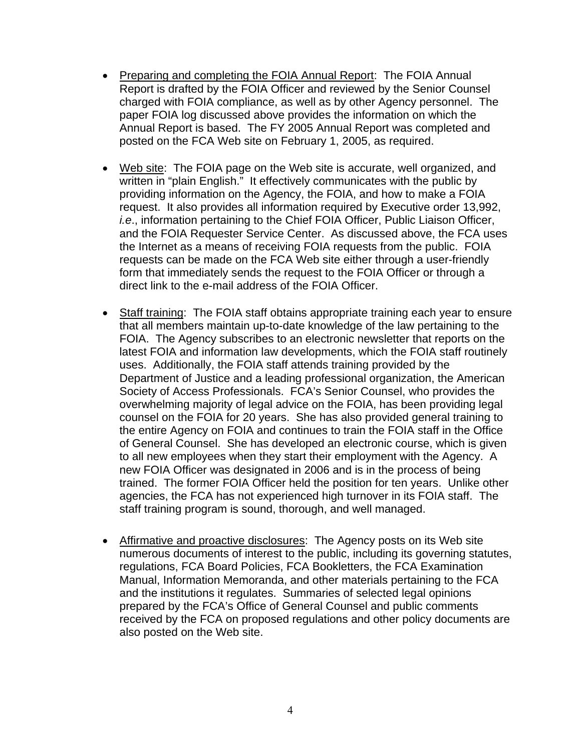- Preparing and completing the FOIA Annual Report: The FOIA Annual Report is drafted by the FOIA Officer and reviewed by the Senior Counsel charged with FOIA compliance, as well as by other Agency personnel. The paper FOIA log discussed above provides the information on which the Annual Report is based. The FY 2005 Annual Report was completed and posted on the FCA Web site on February 1, 2005, as required.

- Web site: The FOIA page on the Web site is accurate, well organized, and written in "plain English." It effectively communicates with the public by providing information on the Agency, the FOIA, and how to make a FOIA request. It also provides all information required by Executive order 13,992, *i.e*., information pertaining to the Chief FOIA Officer, Public Liaison Officer, and the FOIA Requester Service Center. As discussed above, the FCA uses the Internet as a means of receiving FOIA requests from the public. FOIA requests can be made on the FCA Web site either through a user-friendly form that immediately sends the request to the FOIA Officer or through a direct link to the e-mail address of the FOIA Officer.

- Staff training: The FOIA staff obtains appropriate training each year to ensure that all members maintain up-to-date knowledge of the law pertaining to the FOIA. The Agency subscribes to an electronic newsletter that reports on the latest FOIA and information law developments, which the FOIA staff routinely uses. Additionally, the FOIA staff attends training provided by the Department of Justice and a leading professional organization, the American Society of Access Professionals. FCA's Senior Counsel, who provides the overwhelming majority of legal advice on the FOIA, has been providing legal counsel on the FOIA for 20 years. She has also provided general training to the entire Agency on FOIA and continues to train the FOIA staff in the Office of General Counsel. She has developed an electronic course, which is given to all new employees when they start their employment with the Agency. A new FOIA Officer was designated in 2006 and is in the process of being trained. The former FOIA Officer held the position for ten years. Unlike other agencies, the FCA has not experienced high turnover in its FOIA staff. The staff training program is sound, thorough, and well managed.

- Affirmative and proactive disclosures: The Agency posts on its Web site numerous documents of interest to the public, including its governing statutes, regulations, FCA Board Policies, FCA Bookletters, the FCA Examination Manual, Information Memoranda, and other materials pertaining to the FCA and the institutions it regulates. Summaries of selected legal opinions prepared by the FCA's Office of General Counsel and public comments received by the FCA on proposed regulations and other policy documents are also posted on the Web site.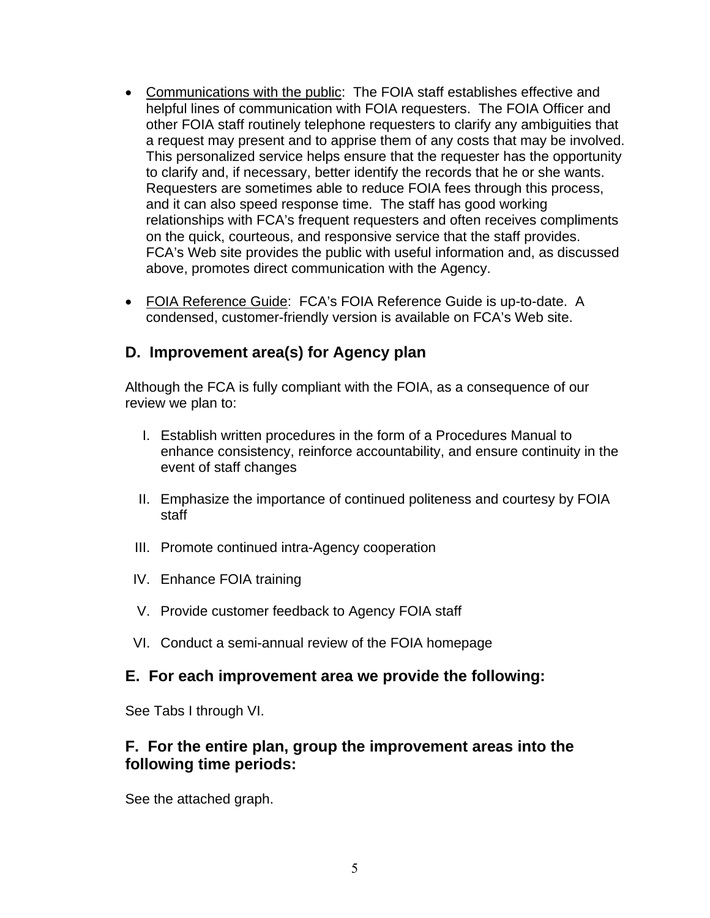- Communications with the public: The FOIA staff establishes effective and helpful lines of communication with FOIA requesters. The FOIA Officer and other FOIA staff routinely telephone requesters to clarify any ambiguities that a request may present and to apprise them of any costs that may be involved. This personalized service helps ensure that the requester has the opportunity to clarify and, if necessary, better identify the records that he or she wants. Requesters are sometimes able to reduce FOIA fees through this process, and it can also speed response time. The staff has good working relationships with FCA's frequent requesters and often receives compliments on the quick, courteous, and responsive service that the staff provides. FCA's Web site provides the public with useful information and, as discussed above, promotes direct communication with the Agency.

- FOIA Reference Guide: FCA's FOIA Reference Guide is up-to-date. A condensed, customer-friendly version is available on FCA's Web site.

## D. Improvement area(s) for Agency plan

Although the FCA is fully compliant with the FOIA, as a consequence of our review we plan to:

I. Establish written procedures in the form of a Procedures Manual to enhance consistency, reinforce accountability, and ensure continuity in the event of staff changes

II. Emphasize the importance of continued politeness and courtesy by FOIA staff

III. Promote continued intra-Agency cooperation

IV. Enhance FOIA training

V. Provide customer feedback to Agency FOIA staff

VI. Conduct a semi-annual review of the FOIA homepage

## E. For each improvement area we provide the following:

See Tabs I through VI.

## F. For the entire plan, group the improvement areas into the following time periods:

See the attached graph.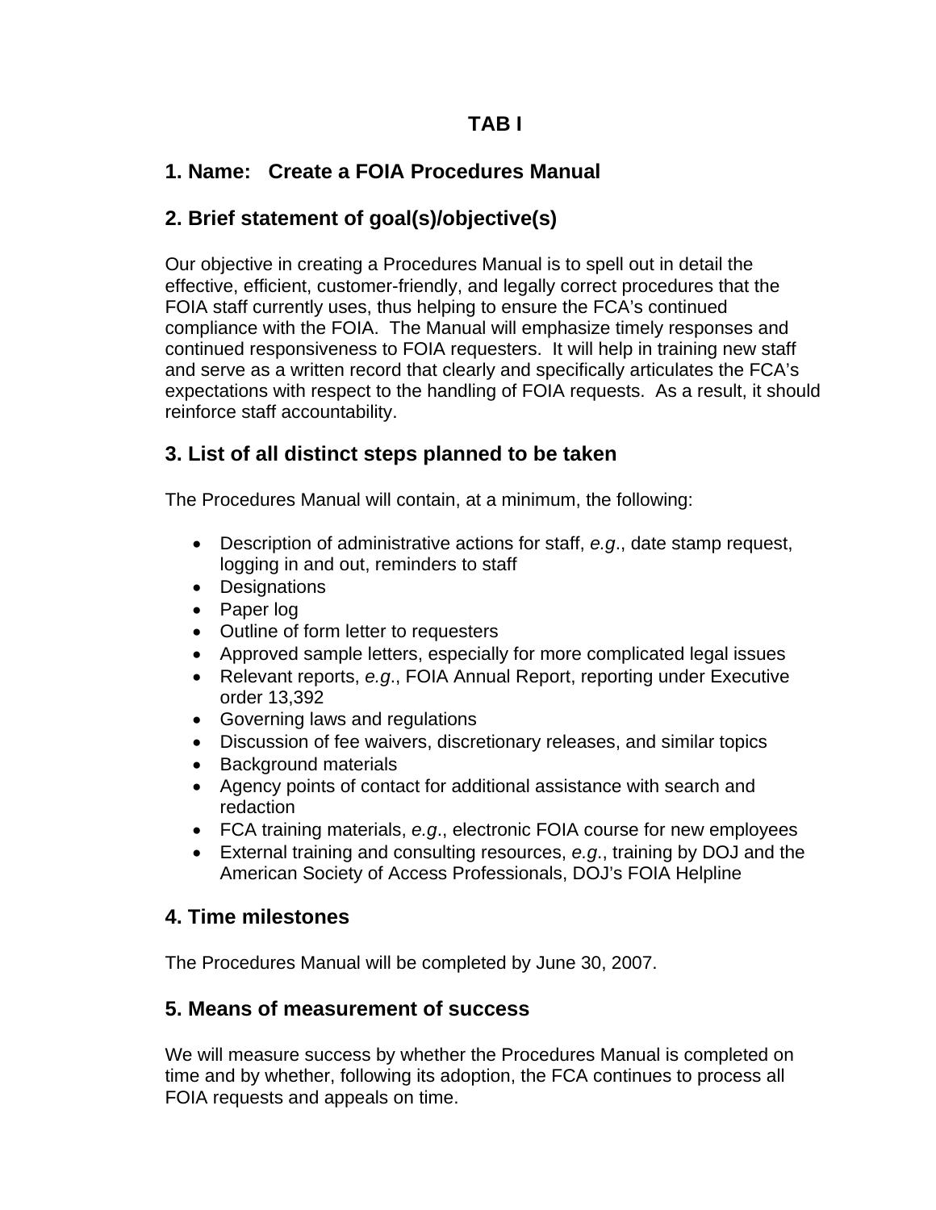# TAB I

## 1. Name: Create a FOIA Procedures Manual

## 2. Brief statement of goal(s)/objective(s)

Our objective in creating a Procedures Manual is to spell out in detail the effective, efficient, customer-friendly, and legally correct procedures that the FOIA staff currently uses, thus helping to ensure the FCA's continued compliance with the FOIA. The Manual will emphasize timely responses and continued responsiveness to FOIA requesters. It will help in training new staff and serve as a written record that clearly and specifically articulates the FCA's expectations with respect to the handling of FOIA requests. As a result, it should reinforce staff accountability.

## 3. List of all distinct steps planned to be taken

The Procedures Manual will contain, at a minimum, the following:

- Description of administrative actions for staff, *e.g*., date stamp request, logging in and out, reminders to staff
- Designations
- Paper log
- Outline of form letter to requesters
- Approved sample letters, especially for more complicated legal issues
- Relevant reports, *e.g*., FOIA Annual Report, reporting under Executive order 13,392
- Governing laws and regulations
- Discussion of fee waivers, discretionary releases, and similar topics
- Background materials
- Agency points of contact for additional assistance with search and redaction
- FCA training materials, *e.g*., electronic FOIA course for new employees
- External training and consulting resources, *e.g*., training by DOJ and the American Society of Access Professionals, DOJ's FOIA Helpline

## 4. Time milestones

The Procedures Manual will be completed by June 30, 2007.

## 5. Means of measurement of success

We will measure success by whether the Procedures Manual is completed on time and by whether, following its adoption, the FCA continues to process all FOIA requests and appeals on time.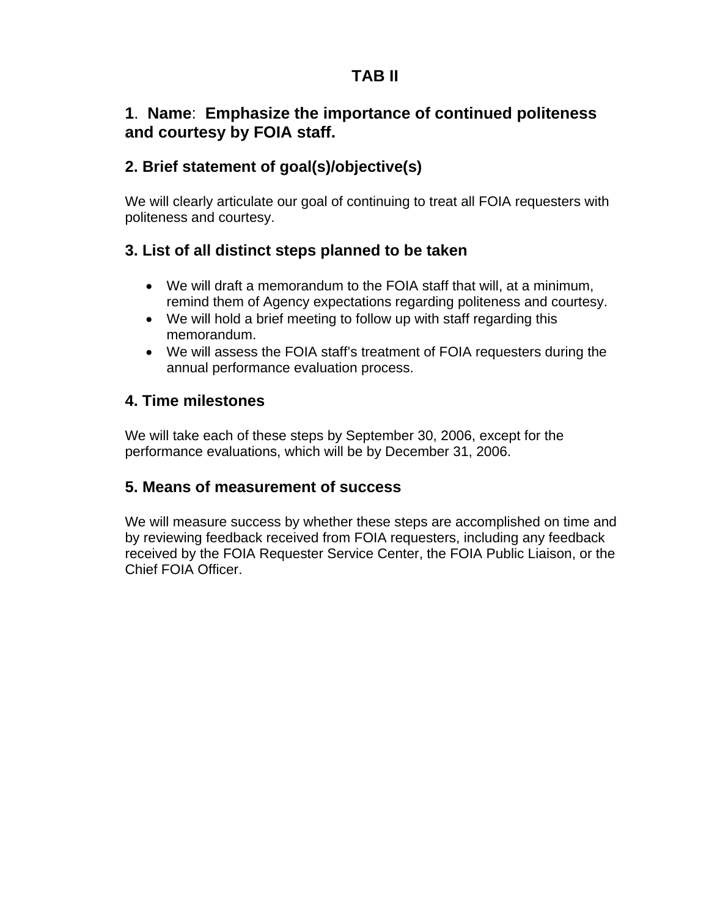# TAB II

## 1. Name: Emphasize the importance of continued politeness and courtesy by FOIA staff.

## 2. Brief statement of goal(s)/objective(s)

We will clearly articulate our goal of continuing to treat all FOIA requesters with politeness and courtesy.

## 3. List of all distinct steps planned to be taken

- We will draft a memorandum to the FOIA staff that will, at a minimum, remind them of Agency expectations regarding politeness and courtesy.
- We will hold a brief meeting to follow up with staff regarding this memorandum.
- We will assess the FOIA staff's treatment of FOIA requesters during the annual performance evaluation process.

## 4. Time milestones

We will take each of these steps by September 30, 2006, except for the performance evaluations, which will be by December 31, 2006.

## 5. Means of measurement of success

We will measure success by whether these steps are accomplished on time and by reviewing feedback received from FOIA requesters, including any feedback received by the FOIA Requester Service Center, the FOIA Public Liaison, or the Chief FOIA Officer.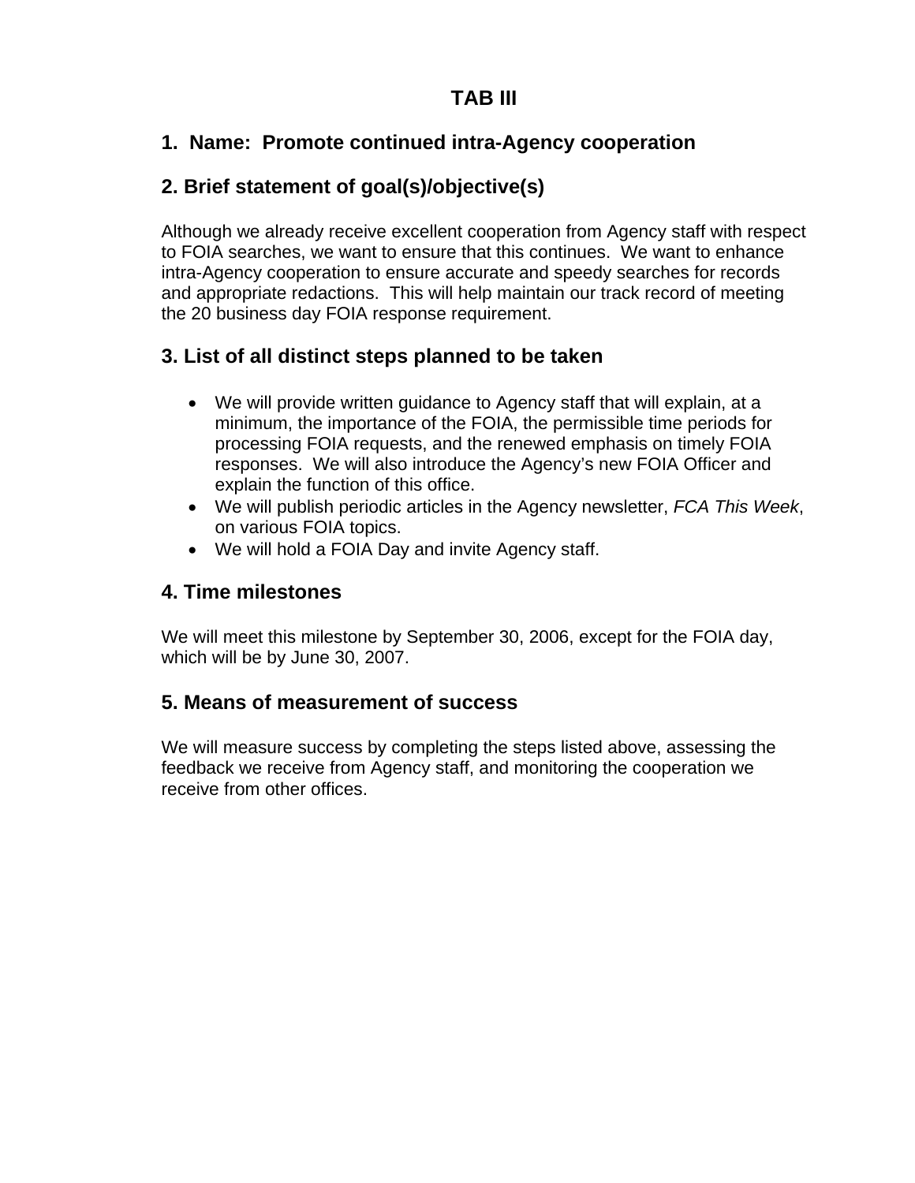# TAB III

## 1. Name: Promote continued intra-Agency cooperation

## 2. Brief statement of goal(s)/objective(s)

Although we already receive excellent cooperation from Agency staff with respect to FOIA searches, we want to ensure that this continues. We want to enhance intra-Agency cooperation to ensure accurate and speedy searches for records and appropriate redactions. This will help maintain our track record of meeting the 20 business day FOIA response requirement.

## 3. List of all distinct steps planned to be taken

- We will provide written guidance to Agency staff that will explain, at a minimum, the importance of the FOIA, the permissible time periods for processing FOIA requests, and the renewed emphasis on timely FOIA responses. We will also introduce the Agency's new FOIA Officer and explain the function of this office.
- We will publish periodic articles in the Agency newsletter, *FCA This Week*, on various FOIA topics.
- We will hold a FOIA Day and invite Agency staff.

## 4. Time milestones

We will meet this milestone by September 30, 2006, except for the FOIA day, which will be by June 30, 2007.

## 5. Means of measurement of success

We will measure success by completing the steps listed above, assessing the feedback we receive from Agency staff, and monitoring the cooperation we receive from other offices.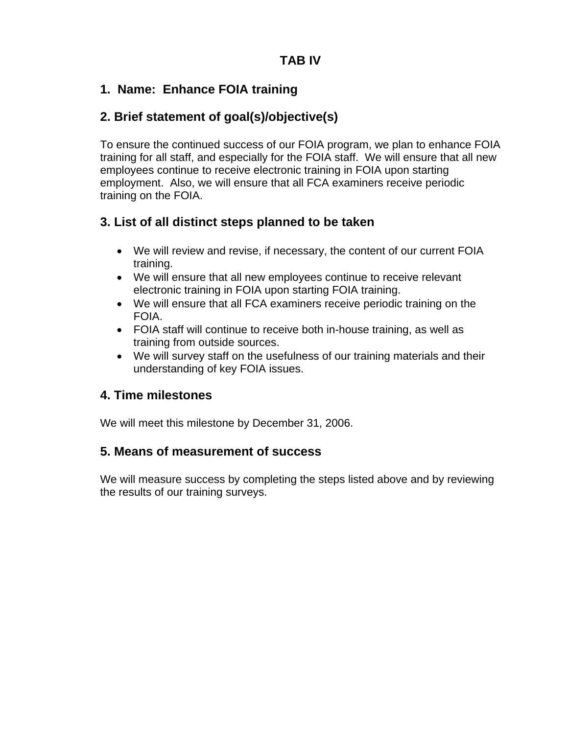# TAB IV

## 1. Name: Enhance FOIA training

## 2. Brief statement of goal(s)/objective(s)

To ensure the continued success of our FOIA program, we plan to enhance FOIA training for all staff, and especially for the FOIA staff. We will ensure that all new employees continue to receive electronic training in FOIA upon starting employment. Also, we will ensure that all FCA examiners receive periodic training on the FOIA.

## 3. List of all distinct steps planned to be taken

- We will review and revise, if necessary, the content of our current FOIA training.
- We will ensure that all new employees continue to receive relevant electronic training in FOIA upon starting FOIA training.
- We will ensure that all FCA examiners receive periodic training on the FOIA.
- FOIA staff will continue to receive both in-house training, as well as training from outside sources.
- We will survey staff on the usefulness of our training materials and their understanding of key FOIA issues.

## 4. Time milestones

We will meet this milestone by December 31, 2006.

## 5. Means of measurement of success

We will measure success by completing the steps listed above and by reviewing the results of our training surveys.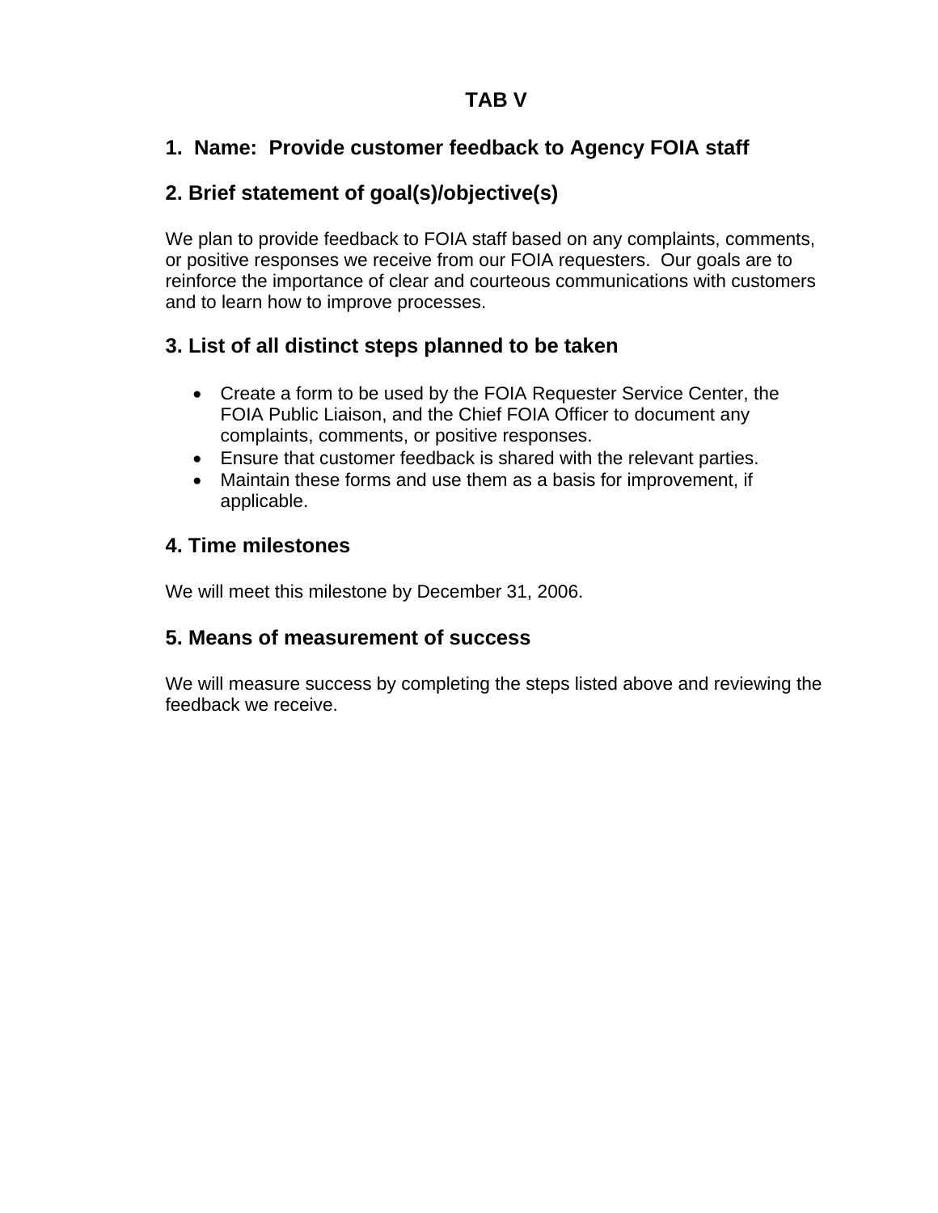# TAB V

## 1. Name: Provide customer feedback to Agency FOIA staff

## 2. Brief statement of goal(s)/objective(s)

We plan to provide feedback to FOIA staff based on any complaints, comments, or positive responses we receive from our FOIA requesters. Our goals are to reinforce the importance of clear and courteous communications with customers and to learn how to improve processes.

## 3. List of all distinct steps planned to be taken

- Create a form to be used by the FOIA Requester Service Center, the FOIA Public Liaison, and the Chief FOIA Officer to document any complaints, comments, or positive responses.
- Ensure that customer feedback is shared with the relevant parties.
- Maintain these forms and use them as a basis for improvement, if applicable.

## 4. Time milestones

We will meet this milestone by December 31, 2006.

## 5. Means of measurement of success

We will measure success by completing the steps listed above and reviewing the feedback we receive.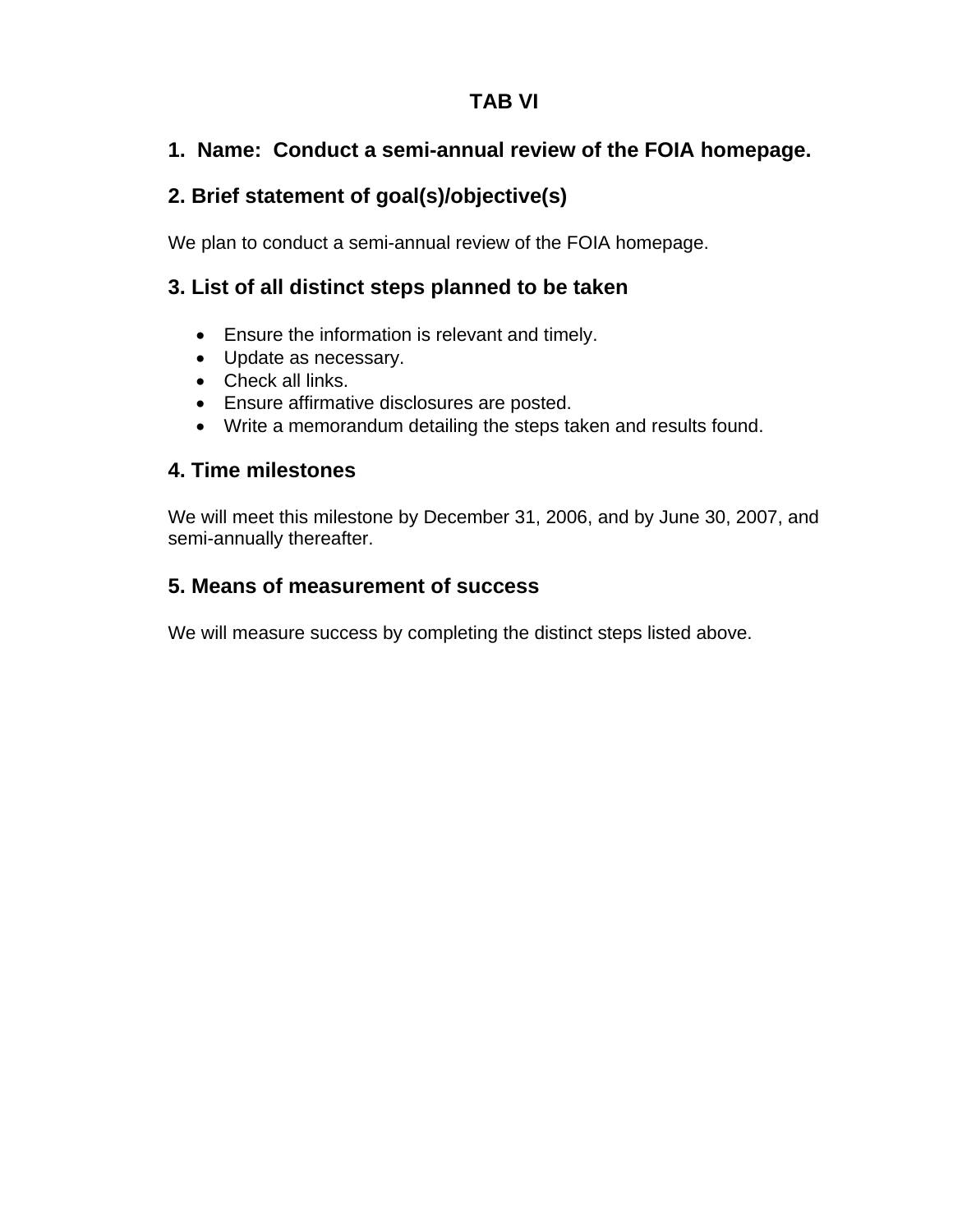# TAB VI

## 1. Name: Conduct a semi-annual review of the FOIA homepage.

## 2. Brief statement of goal(s)/objective(s)

We plan to conduct a semi-annual review of the FOIA homepage.

## 3. List of all distinct steps planned to be taken

- Ensure the information is relevant and timely.
- Update as necessary.
- Check all links.
- Ensure affirmative disclosures are posted.
- Write a memorandum detailing the steps taken and results found.

## 4. Time milestones

We will meet this milestone by December 31, 2006, and by June 30, 2007, and semi-annually thereafter.

## 5. Means of measurement of success

We will measure success by completing the distinct steps listed above.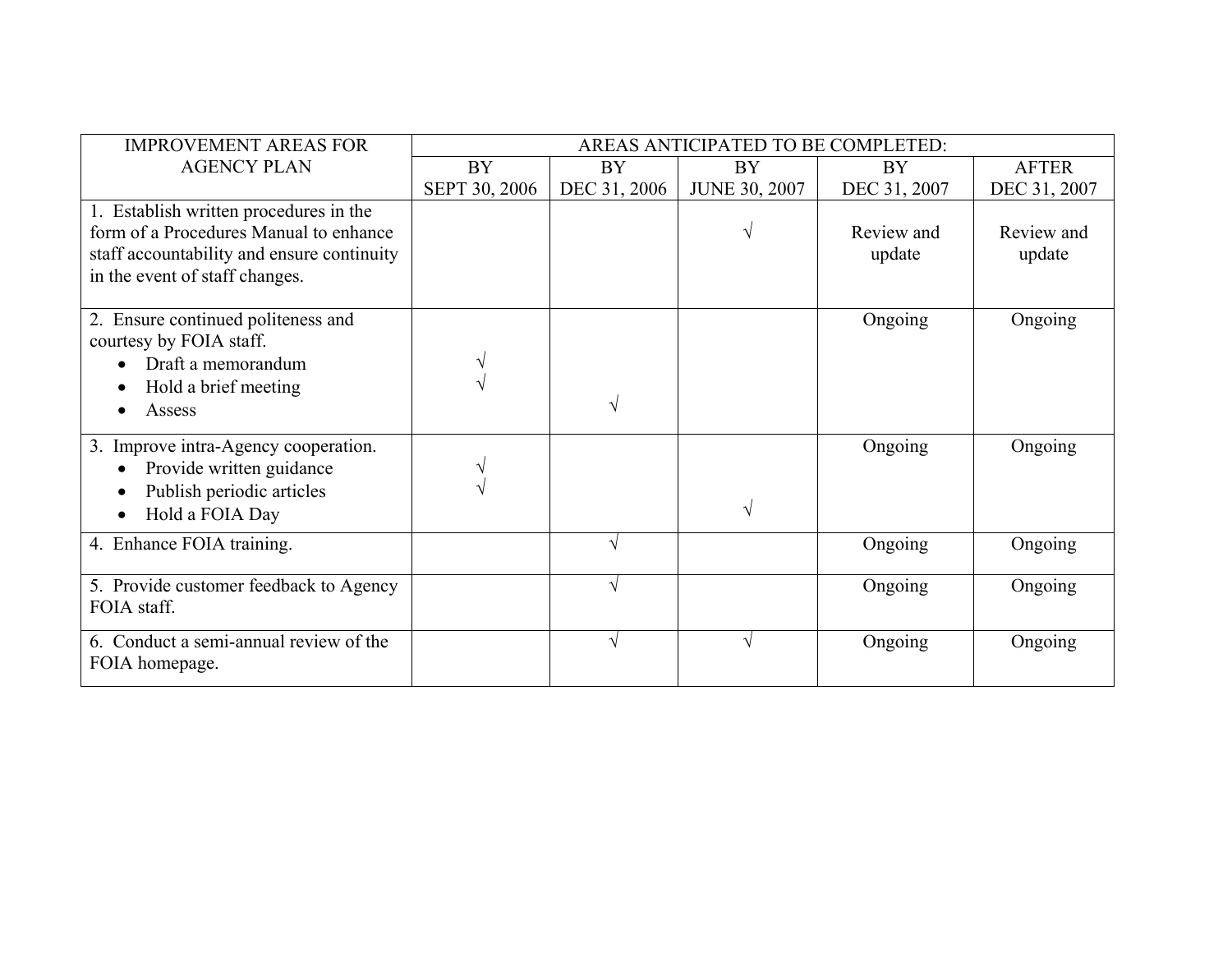| IMPROVEMENT AREAS FOR AGENCY PLAN | AREAS ANTICIPATED TO BE COMPLETED: | | | | |
|---|---|---|---|---|---|
| | BY SEPT 30, 2006 | BY DEC 31, 2006 | BY JUNE 30, 2007 | BY DEC 31, 2007 | AFTER DEC 31, 2007 |
| 1. Establish written procedures in the form of a Procedures Manual to enhance staff accountability and ensure continuity in the event of staff changes. | | | √ | Review and update | Review and update |
| 2. Ensure continued politeness and courtesy by FOIA staff. | | | | Ongoing | Ongoing |
| • Draft a memorandum | √ | | | | |
| • Hold a brief meeting | √ | | | | |
| • Assess | | √ | | | |
| 3. Improve intra-Agency cooperation. | | | | Ongoing | Ongoing |
| • Provide written guidance | √ | | | | |
| • Publish periodic articles | √ | | | | |
| • Hold a FOIA Day | | | √ | | |
| 4. Enhance FOIA training. | | √ | | Ongoing | Ongoing |
| 5. Provide customer feedback to Agency FOIA staff. | | √ | | Ongoing | Ongoing |
| 6. Conduct a semi-annual review of the FOIA homepage. | | √ | √ | Ongoing | Ongoing |